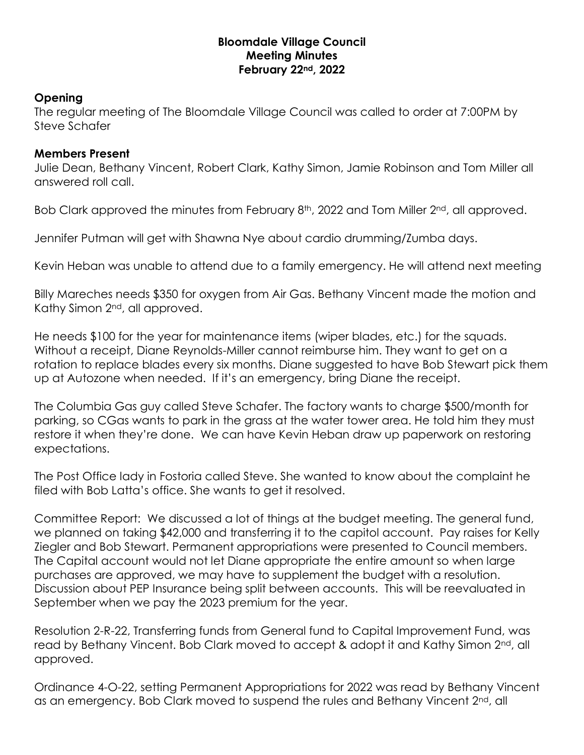**Bloomdale Village Council**
**Meeting Minutes**
**February 22nd, 2022**

## Opening

The regular meeting of The Bloomdale Village Council was called to order at 7:00PM by Steve Schafer

## Members Present

Julie Dean, Bethany Vincent, Robert Clark, Kathy Simon, Jamie Robinson and Tom Miller all answered roll call.

Bob Clark approved the minutes from February 8th, 2022 and Tom Miller 2nd, all approved.

Jennifer Putman will get with Shawna Nye about cardio drumming/Zumba days.

Kevin Heban was unable to attend due to a family emergency. He will attend next meeting

Billy Mareches needs $350 for oxygen from Air Gas. Bethany Vincent made the motion and Kathy Simon 2nd, all approved.

He needs $100 for the year for maintenance items (wiper blades, etc.) for the squads. Without a receipt, Diane Reynolds-Miller cannot reimburse him. They want to get on a rotation to replace blades every six months. Diane suggested to have Bob Stewart pick them up at Autozone when needed. If it's an emergency, bring Diane the receipt.

The Columbia Gas guy called Steve Schafer. The factory wants to charge $500/month for parking, so CGas wants to park in the grass at the water tower area. He told him they must restore it when they're done. We can have Kevin Heban draw up paperwork on restoring expectations.

The Post Office lady in Fostoria called Steve. She wanted to know about the complaint he filed with Bob Latta's office. She wants to get it resolved.

Committee Report: We discussed a lot of things at the budget meeting. The general fund, we planned on taking $42,000 and transferring it to the capitol account. Pay raises for Kelly Ziegler and Bob Stewart. Permanent appropriations were presented to Council members. The Capital account would not let Diane appropriate the entire amount so when large purchases are approved, we may have to supplement the budget with a resolution. Discussion about PEP Insurance being split between accounts. This will be reevaluated in September when we pay the 2023 premium for the year.

Resolution 2-R-22, Transferring funds from General fund to Capital Improvement Fund, was read by Bethany Vincent. Bob Clark moved to accept & adopt it and Kathy Simon 2nd, all approved.

Ordinance 4-O-22, setting Permanent Appropriations for 2022 was read by Bethany Vincent as an emergency. Bob Clark moved to suspend the rules and Bethany Vincent 2nd, all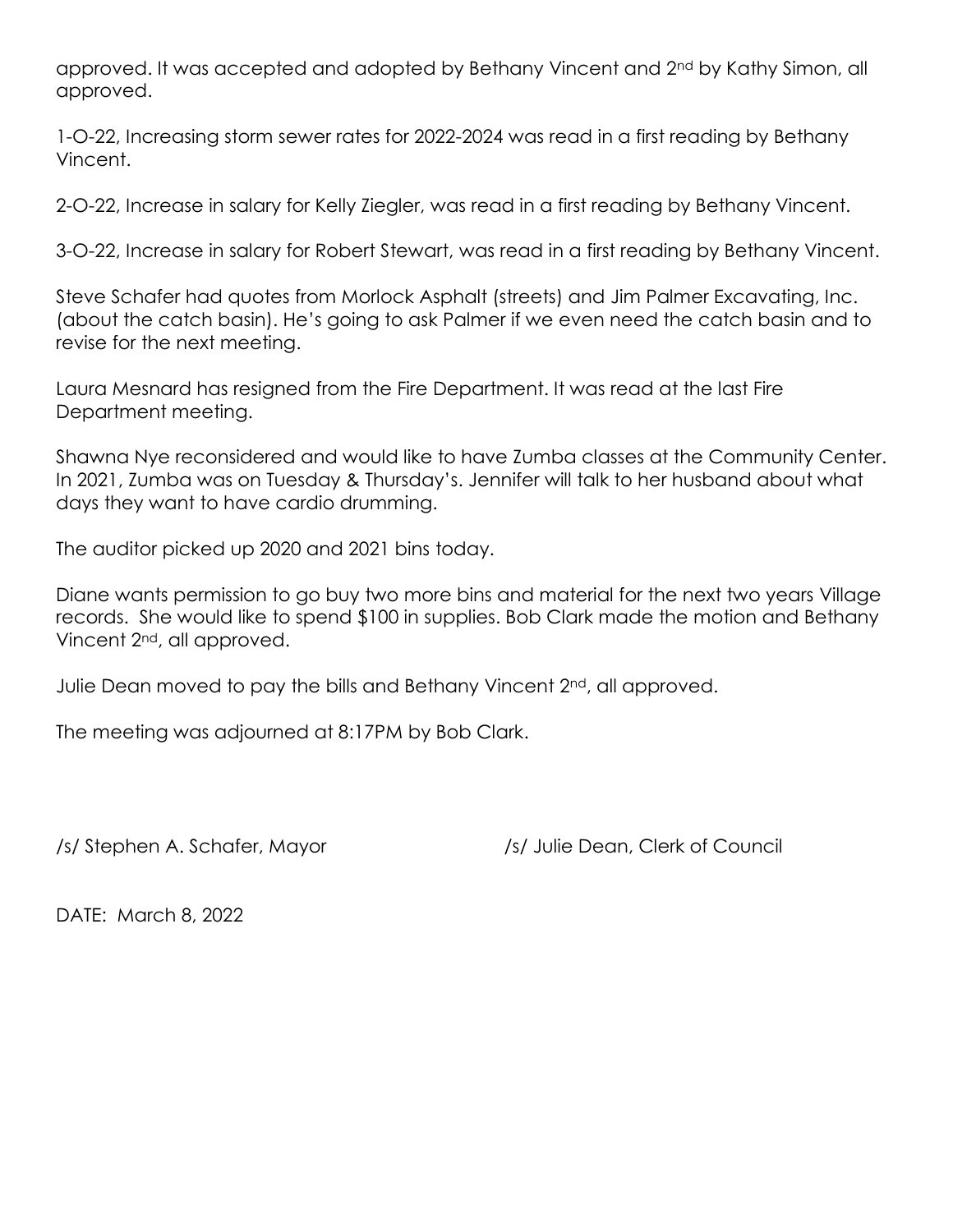approved. It was accepted and adopted by Bethany Vincent and 2nd by Kathy Simon, all approved.

1-O-22, Increasing storm sewer rates for 2022-2024 was read in a first reading by Bethany Vincent.

2-O-22, Increase in salary for Kelly Ziegler, was read in a first reading by Bethany Vincent.

3-O-22, Increase in salary for Robert Stewart, was read in a first reading by Bethany Vincent.

Steve Schafer had quotes from Morlock Asphalt (streets) and Jim Palmer Excavating, Inc. (about the catch basin). He's going to ask Palmer if we even need the catch basin and to revise for the next meeting.

Laura Mesnard has resigned from the Fire Department. It was read at the last Fire Department meeting.

Shawna Nye reconsidered and would like to have Zumba classes at the Community Center. In 2021, Zumba was on Tuesday & Thursday's. Jennifer will talk to her husband about what days they want to have cardio drumming.

The auditor picked up 2020 and 2021 bins today.

Diane wants permission to go buy two more bins and material for the next two years Village records. She would like to spend $100 in supplies. Bob Clark made the motion and Bethany Vincent 2nd, all approved.

Julie Dean moved to pay the bills and Bethany Vincent 2nd, all approved.

The meeting was adjourned at 8:17PM by Bob Clark.

/s/ Stephen A. Schafer, Mayor

/s/ Julie Dean, Clerk of Council

DATE: March 8, 2022